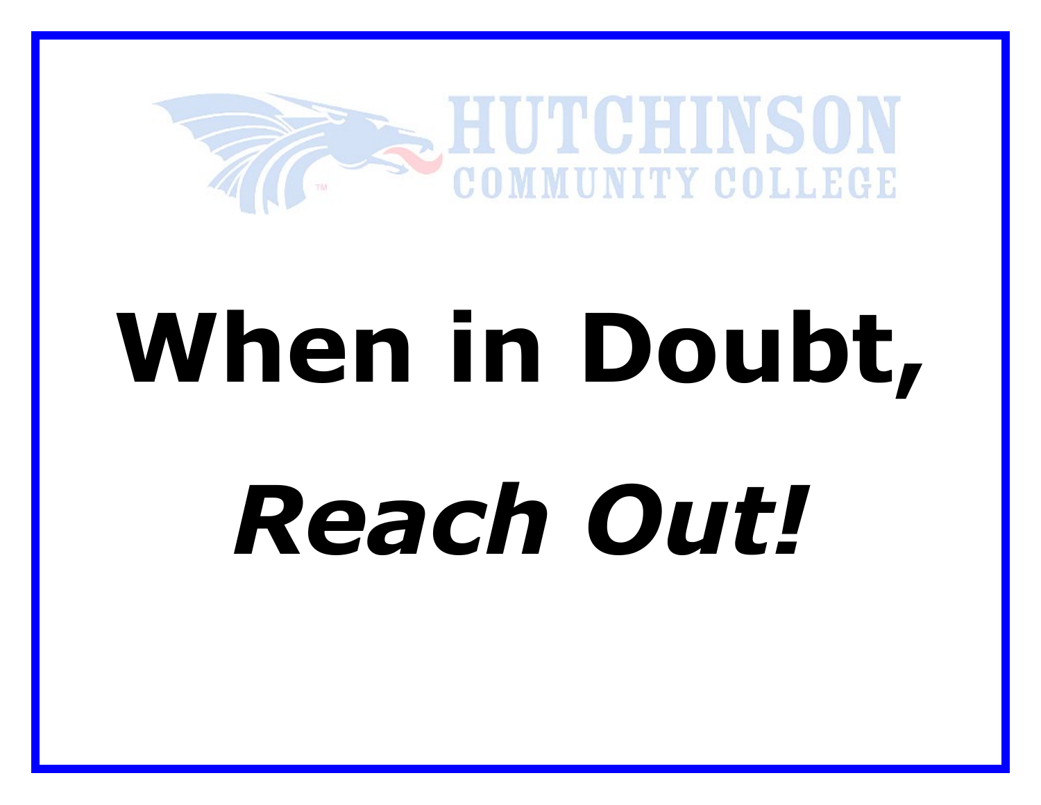HUTCHINSON COMMUNITY COLLEGE

# When in Doubt,

# *Reach Out!*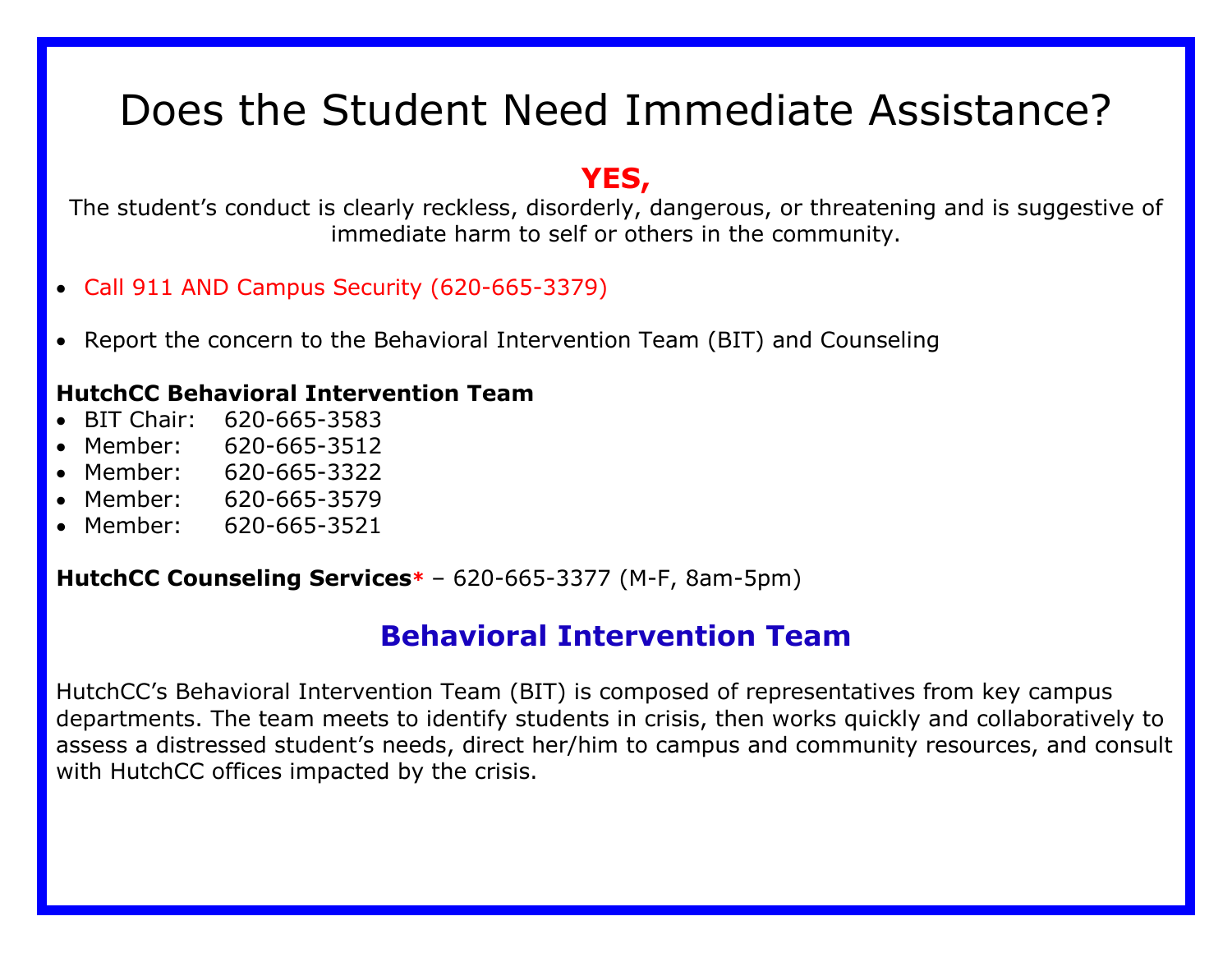# Does the Student Need Immediate Assistance?

**YES,**

The student's conduct is clearly reckless, disorderly, dangerous, or threatening and is suggestive of immediate harm to self or others in the community.

- Call 911 AND Campus Security (620-665-3379)
- Report the concern to the Behavioral Intervention Team (BIT) and Counseling

**HutchCC Behavioral Intervention Team**

- BIT Chair: 620-665-3583
- Member: 620-665-3512
- Member: 620-665-3322
- Member: 620-665-3579
- Member: 620-665-3521

**HutchCC Counseling Services*** – 620-665-3377 (M-F, 8am-5pm)

## Behavioral Intervention Team

HutchCC's Behavioral Intervention Team (BIT) is composed of representatives from key campus departments. The team meets to identify students in crisis, then works quickly and collaboratively to assess a distressed student's needs, direct her/him to campus and community resources, and consult with HutchCC offices impacted by the crisis.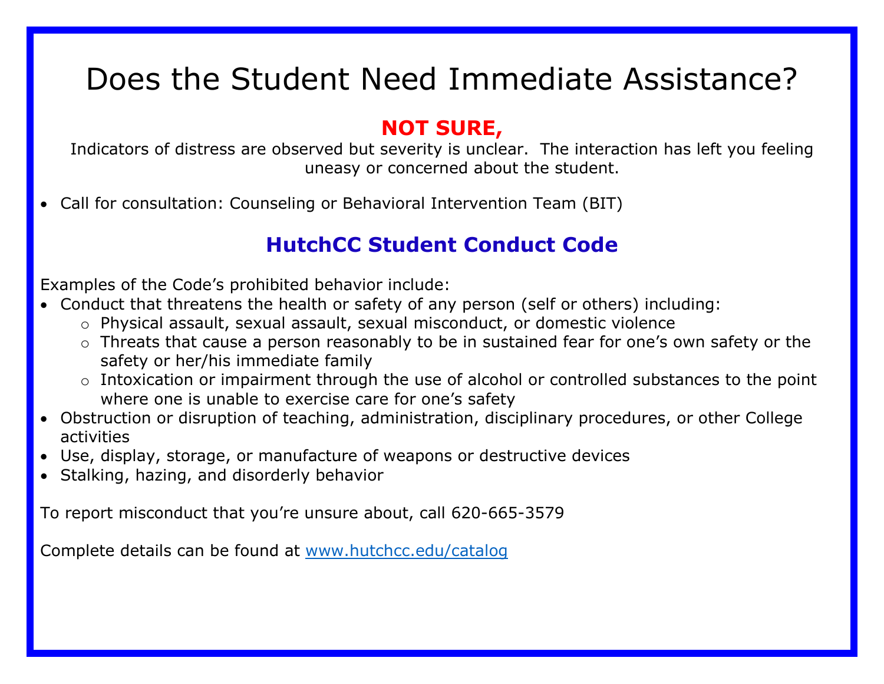# Does the Student Need Immediate Assistance?

## NOT SURE,

Indicators of distress are observed but severity is unclear. The interaction has left you feeling uneasy or concerned about the student.

- Call for consultation: Counseling or Behavioral Intervention Team (BIT)

## HutchCC Student Conduct Code

Examples of the Code's prohibited behavior include:

- Conduct that threatens the health or safety of any person (self or others) including:
  - Physical assault, sexual assault, sexual misconduct, or domestic violence
  - Threats that cause a person reasonably to be in sustained fear for one's own safety or the safety or her/his immediate family
  - Intoxication or impairment through the use of alcohol or controlled substances to the point where one is unable to exercise care for one's safety
- Obstruction or disruption of teaching, administration, disciplinary procedures, or other College activities
- Use, display, storage, or manufacture of weapons or destructive devices
- Stalking, hazing, and disorderly behavior

To report misconduct that you're unsure about, call 620-665-3579

Complete details can be found at [www.hutchcc.edu/catalog](http://www.hutchcc.edu/catalog)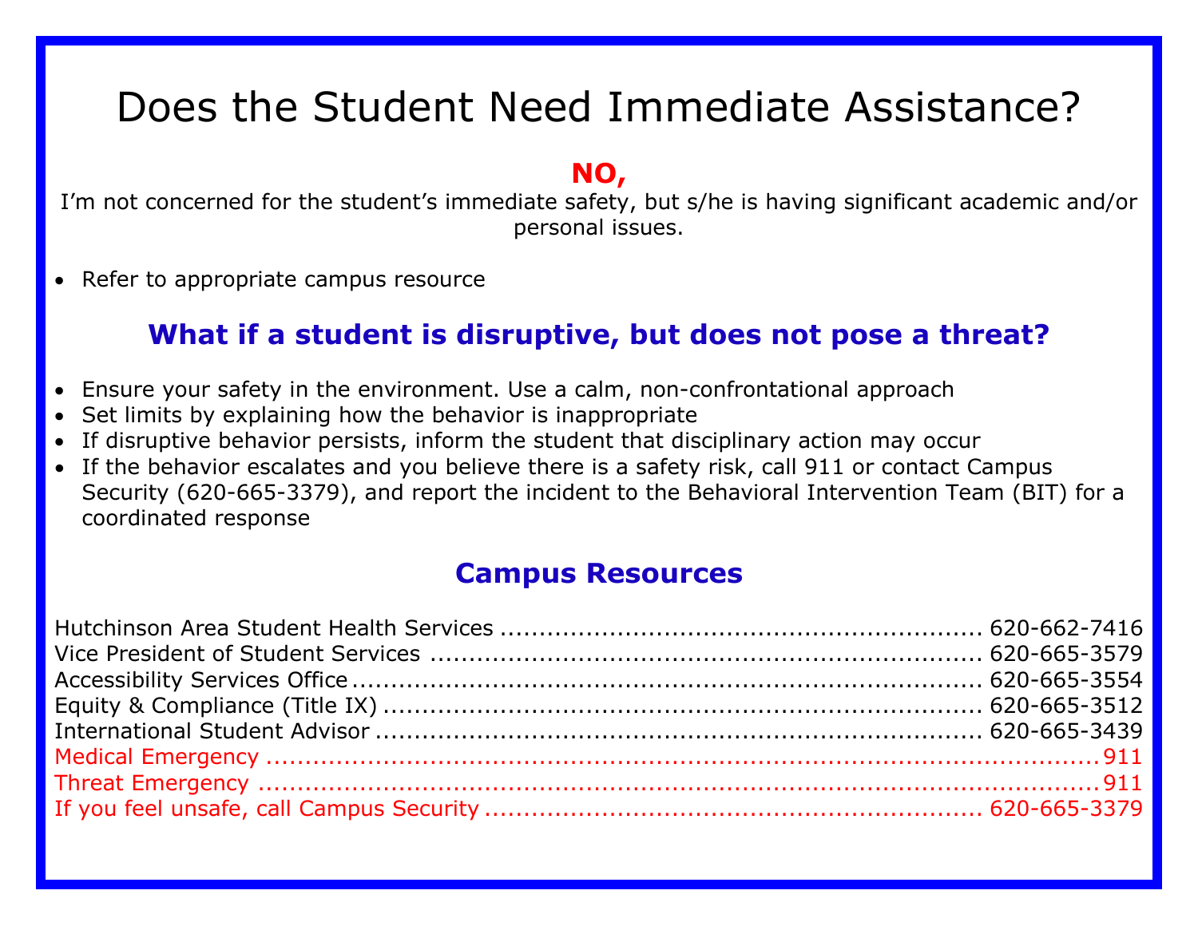# Does the Student Need Immediate Assistance?

**NO,**

I'm not concerned for the student's immediate safety, but s/he is having significant academic and/or personal issues.

- Refer to appropriate campus resource

## What if a student is disruptive, but does not pose a threat?

- Ensure your safety in the environment. Use a calm, non-confrontational approach
- Set limits by explaining how the behavior is inappropriate
- If disruptive behavior persists, inform the student that disciplinary action may occur
- If the behavior escalates and you believe there is a safety risk, call 911 or contact Campus Security (620-665-3379), and report the incident to the Behavioral Intervention Team (BIT) for a coordinated response

## Campus Resources

Hutchinson Area Student Health Services .......... 620-662-7416
Vice President of Student Services .......... 620-665-3579
Accessibility Services Office .......... 620-665-3554
Equity & Compliance (Title IX) .......... 620-665-3512
International Student Advisor .......... 620-665-3439
Medical Emergency .......... 911
Threat Emergency .......... 911
If you feel unsafe, call Campus Security .......... 620-665-3379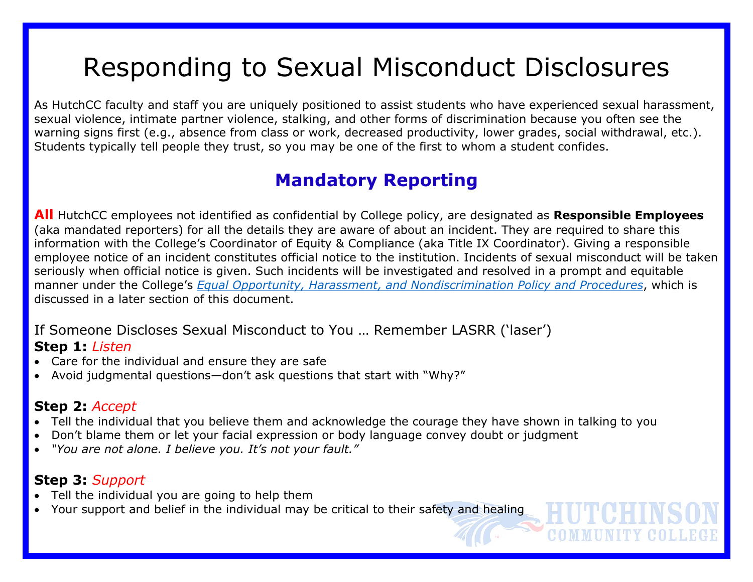# Responding to Sexual Misconduct Disclosures

As HutchCC faculty and staff you are uniquely positioned to assist students who have experienced sexual harassment, sexual violence, intimate partner violence, stalking, and other forms of discrimination because you often see the warning signs first (e.g., absence from class or work, decreased productivity, lower grades, social withdrawal, etc.). Students typically tell people they trust, so you may be one of the first to whom a student confides.

## Mandatory Reporting

**All** HutchCC employees not identified as confidential by College policy, are designated as **Responsible Employees** (aka mandated reporters) for all the details they are aware of about an incident. They are required to share this information with the College's Coordinator of Equity & Compliance (aka Title IX Coordinator). Giving a responsible employee notice of an incident constitutes official notice to the institution. Incidents of sexual misconduct will be taken seriously when official notice is given. Such incidents will be investigated and resolved in a prompt and equitable manner under the College's *Equal Opportunity, Harassment, and Nondiscrimination Policy and Procedures*, which is discussed in a later section of this document.

If Someone Discloses Sexual Misconduct to You … Remember LASRR ('laser')

**Step 1:** *Listen*

- Care for the individual and ensure they are safe
- Avoid judgmental questions—don't ask questions that start with "Why?"

**Step 2:** *Accept*

- Tell the individual that you believe them and acknowledge the courage they have shown in talking to you
- Don't blame them or let your facial expression or body language convey doubt or judgment
- *"You are not alone. I believe you. It's not your fault."*

**Step 3:** *Support*

- Tell the individual you are going to help them
- Your support and belief in the individual may be critical to their safety and healing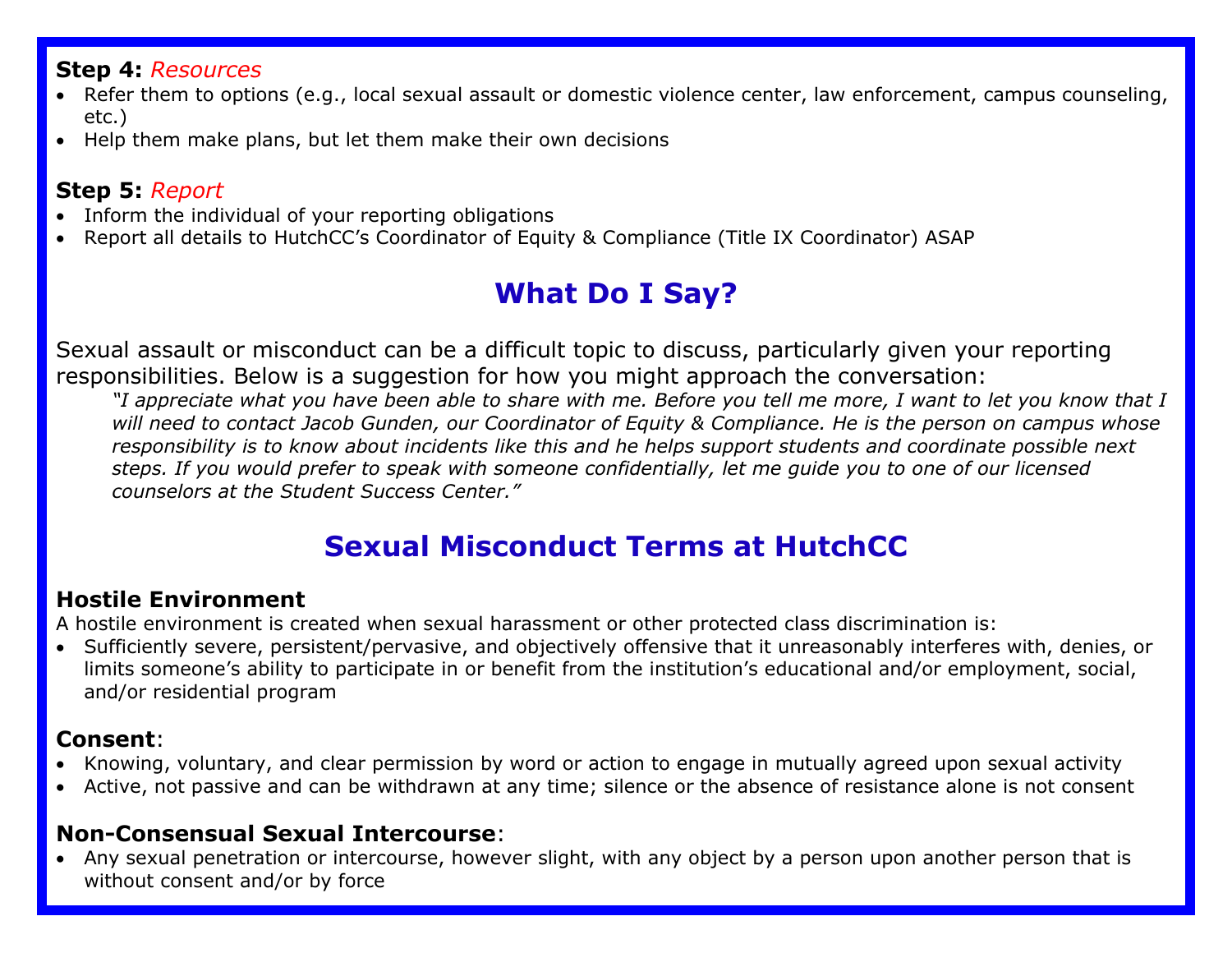**Step 4:** *Resources*

- Refer them to options (e.g., local sexual assault or domestic violence center, law enforcement, campus counseling, etc.)
- Help them make plans, but let them make their own decisions

**Step 5:** *Report*

- Inform the individual of your reporting obligations
- Report all details to HutchCC's Coordinator of Equity & Compliance (Title IX Coordinator) ASAP

## What Do I Say?

Sexual assault or misconduct can be a difficult topic to discuss, particularly given your reporting responsibilities. Below is a suggestion for how you might approach the conversation:

> *"I appreciate what you have been able to share with me. Before you tell me more, I want to let you know that I will need to contact Jacob Gunden, our Coordinator of Equity & Compliance. He is the person on campus whose responsibility is to know about incidents like this and he helps support students and coordinate possible next steps. If you would prefer to speak with someone confidentially, let me guide you to one of our licensed counselors at the Student Success Center."*

## Sexual Misconduct Terms at HutchCC

### Hostile Environment

A hostile environment is created when sexual harassment or other protected class discrimination is:

- Sufficiently severe, persistent/pervasive, and objectively offensive that it unreasonably interferes with, denies, or limits someone's ability to participate in or benefit from the institution's educational and/or employment, social, and/or residential program

### Consent:

- Knowing, voluntary, and clear permission by word or action to engage in mutually agreed upon sexual activity
- Active, not passive and can be withdrawn at any time; silence or the absence of resistance alone is not consent

### Non-Consensual Sexual Intercourse:

- Any sexual penetration or intercourse, however slight, with any object by a person upon another person that is without consent and/or by force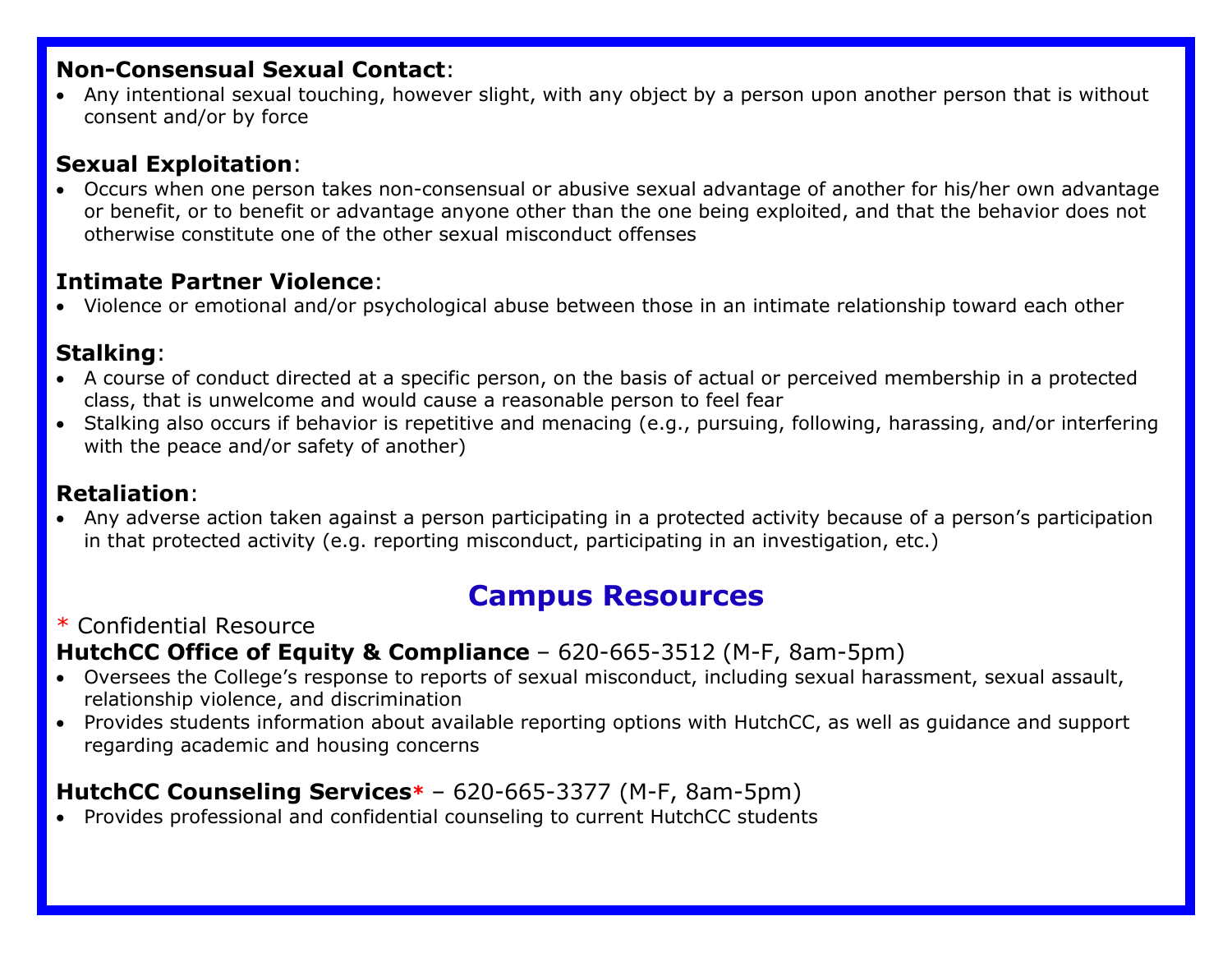**Non-Consensual Sexual Contact**:

- Any intentional sexual touching, however slight, with any object by a person upon another person that is without consent and/or by force

**Sexual Exploitation**:

- Occurs when one person takes non-consensual or abusive sexual advantage of another for his/her own advantage or benefit, or to benefit or advantage anyone other than the one being exploited, and that the behavior does not otherwise constitute one of the other sexual misconduct offenses

**Intimate Partner Violence**:

- Violence or emotional and/or psychological abuse between those in an intimate relationship toward each other

**Stalking**:

- A course of conduct directed at a specific person, on the basis of actual or perceived membership in a protected class, that is unwelcome and would cause a reasonable person to feel fear
- Stalking also occurs if behavior is repetitive and menacing (e.g., pursuing, following, harassing, and/or interfering with the peace and/or safety of another)

**Retaliation**:

- Any adverse action taken against a person participating in a protected activity because of a person's participation in that protected activity (e.g. reporting misconduct, participating in an investigation, etc.)

## Campus Resources

* Confidential Resource

**HutchCC Office of Equity & Compliance** – 620-665-3512 (M-F, 8am-5pm)

- Oversees the College's response to reports of sexual misconduct, including sexual harassment, sexual assault, relationship violence, and discrimination
- Provides students information about available reporting options with HutchCC, as well as guidance and support regarding academic and housing concerns

**HutchCC Counseling Services*** – 620-665-3377 (M-F, 8am-5pm)

- Provides professional and confidential counseling to current HutchCC students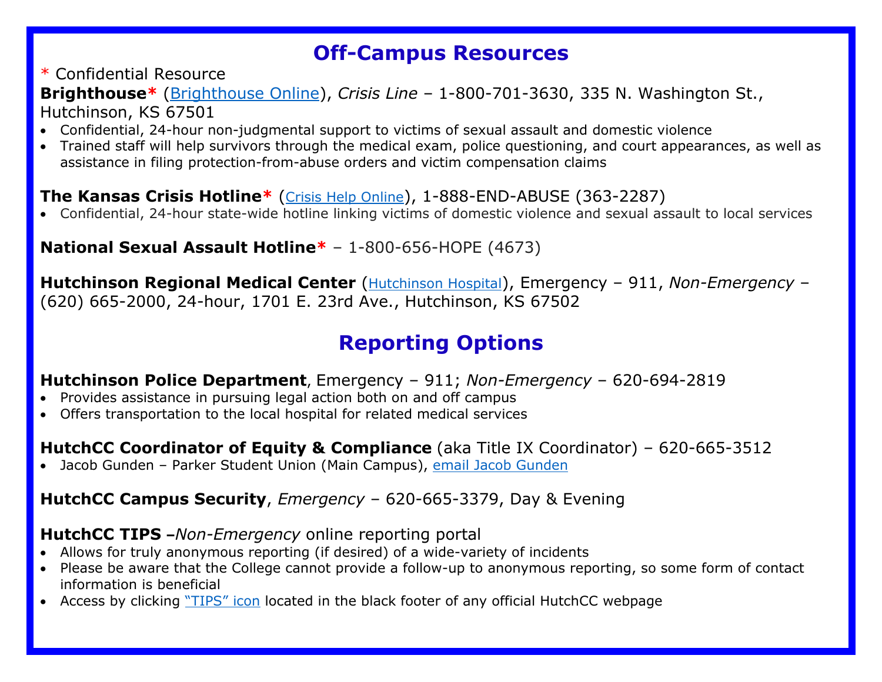## Off-Campus Resources

* Confidential Resource

**Brighthouse*** (Brighthouse Online), *Crisis Line* – 1-800-701-3630, 335 N. Washington St., Hutchinson, KS 67501

- Confidential, 24-hour non-judgmental support to victims of sexual assault and domestic violence
- Trained staff will help survivors through the medical exam, police questioning, and court appearances, as well as assistance in filing protection-from-abuse orders and victim compensation claims

**The Kansas Crisis Hotline*** (Crisis Help Online), 1-888-END-ABUSE (363-2287)

- Confidential, 24-hour state-wide hotline linking victims of domestic violence and sexual assault to local services

**National Sexual Assault Hotline*** – 1-800-656-HOPE (4673)

**Hutchinson Regional Medical Center** (Hutchinson Hospital), Emergency – 911, *Non-Emergency* – (620) 665-2000, 24-hour, 1701 E. 23rd Ave., Hutchinson, KS 67502

## Reporting Options

**Hutchinson Police Department**, Emergency – 911; *Non-Emergency* – 620-694-2819

- Provides assistance in pursuing legal action both on and off campus
- Offers transportation to the local hospital for related medical services

**HutchCC Coordinator of Equity & Compliance** (aka Title IX Coordinator) – 620-665-3512

- Jacob Gunden – Parker Student Union (Main Campus), email Jacob Gunden

**HutchCC Campus Security**, *Emergency* – 620-665-3379, Day & Evening

**HutchCC TIPS** –*Non-Emergency* online reporting portal

- Allows for truly anonymous reporting (if desired) of a wide-variety of incidents
- Please be aware that the College cannot provide a follow-up to anonymous reporting, so some form of contact information is beneficial
- Access by clicking "TIPS" icon located in the black footer of any official HutchCC webpage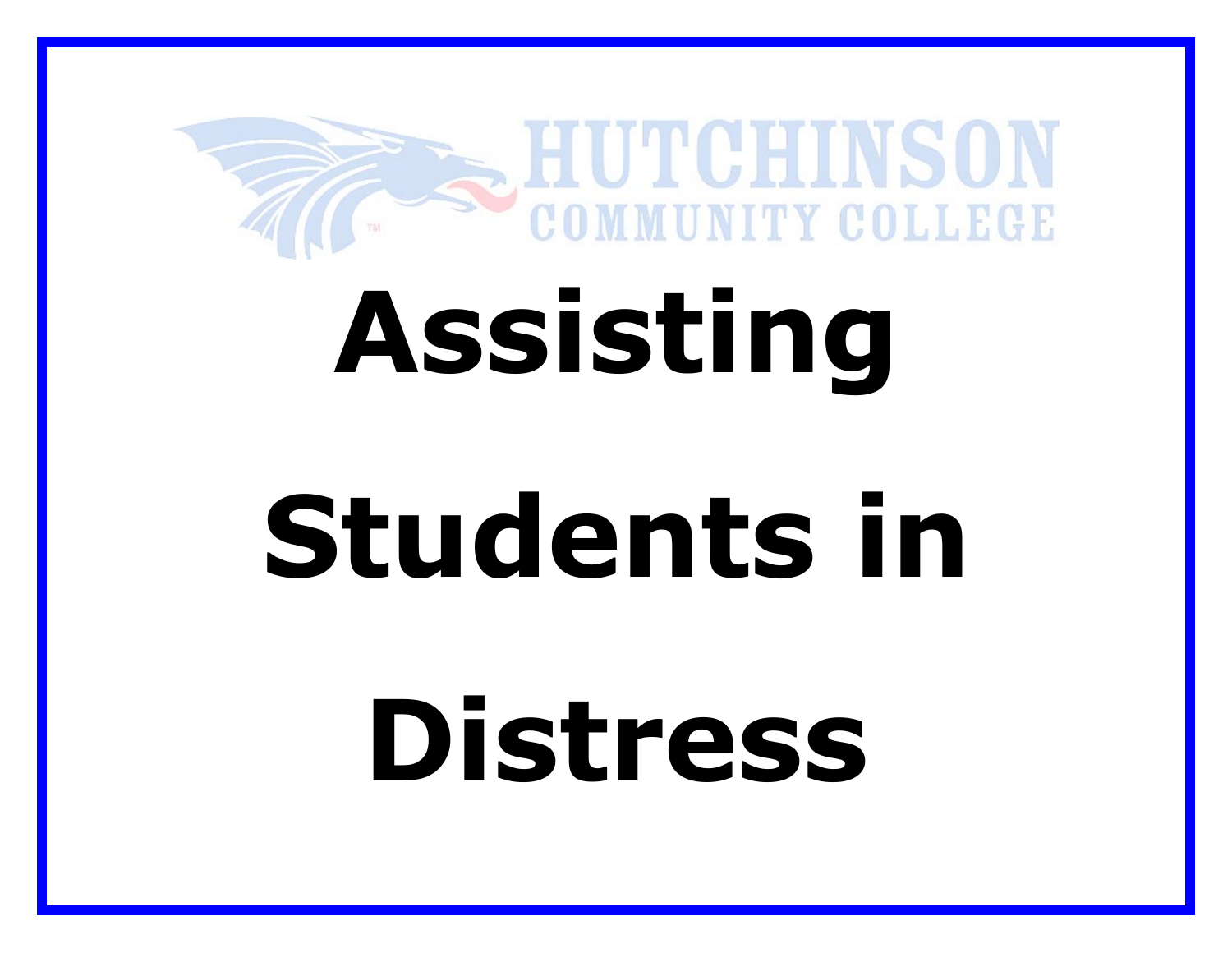HUTCHINSON COMMUNITY COLLEGE

# Assisting Students in Distress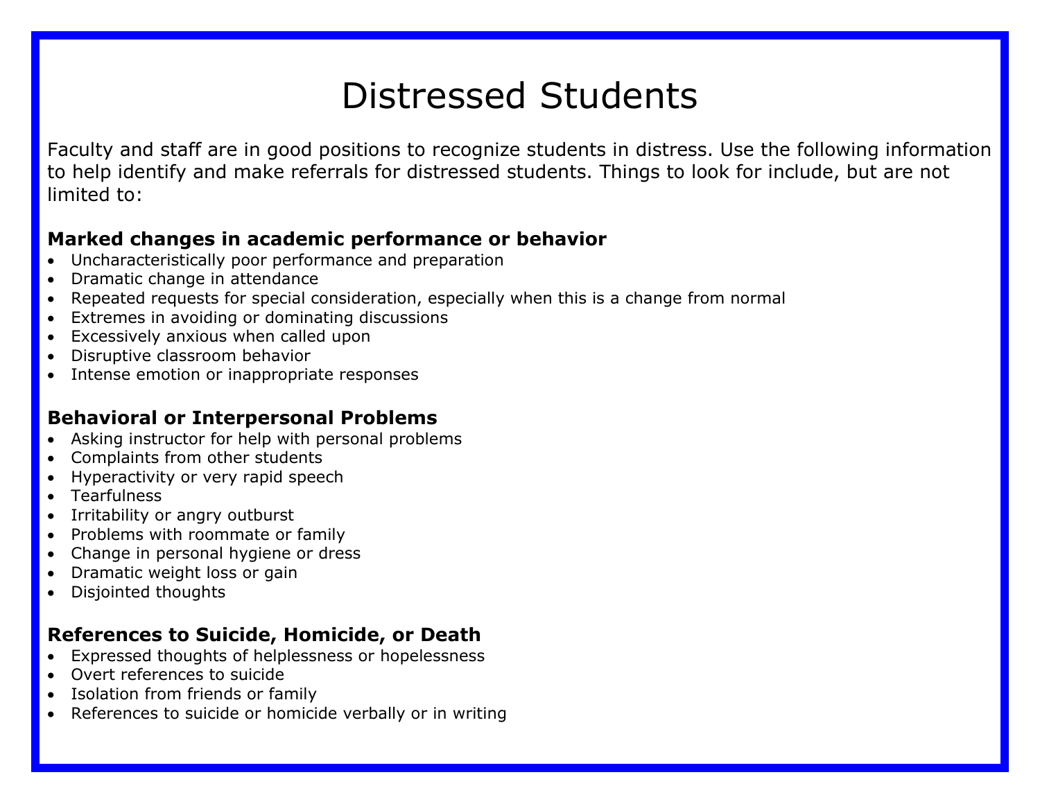# Distressed Students

Faculty and staff are in good positions to recognize students in distress. Use the following information to help identify and make referrals for distressed students. Things to look for include, but are not limited to:

### Marked changes in academic performance or behavior

- Uncharacteristically poor performance and preparation
- Dramatic change in attendance
- Repeated requests for special consideration, especially when this is a change from normal
- Extremes in avoiding or dominating discussions
- Excessively anxious when called upon
- Disruptive classroom behavior
- Intense emotion or inappropriate responses

### Behavioral or Interpersonal Problems

- Asking instructor for help with personal problems
- Complaints from other students
- Hyperactivity or very rapid speech
- Tearfulness
- Irritability or angry outburst
- Problems with roommate or family
- Change in personal hygiene or dress
- Dramatic weight loss or gain
- Disjointed thoughts

### References to Suicide, Homicide, or Death

- Expressed thoughts of helplessness or hopelessness
- Overt references to suicide
- Isolation from friends or family
- References to suicide or homicide verbally or in writing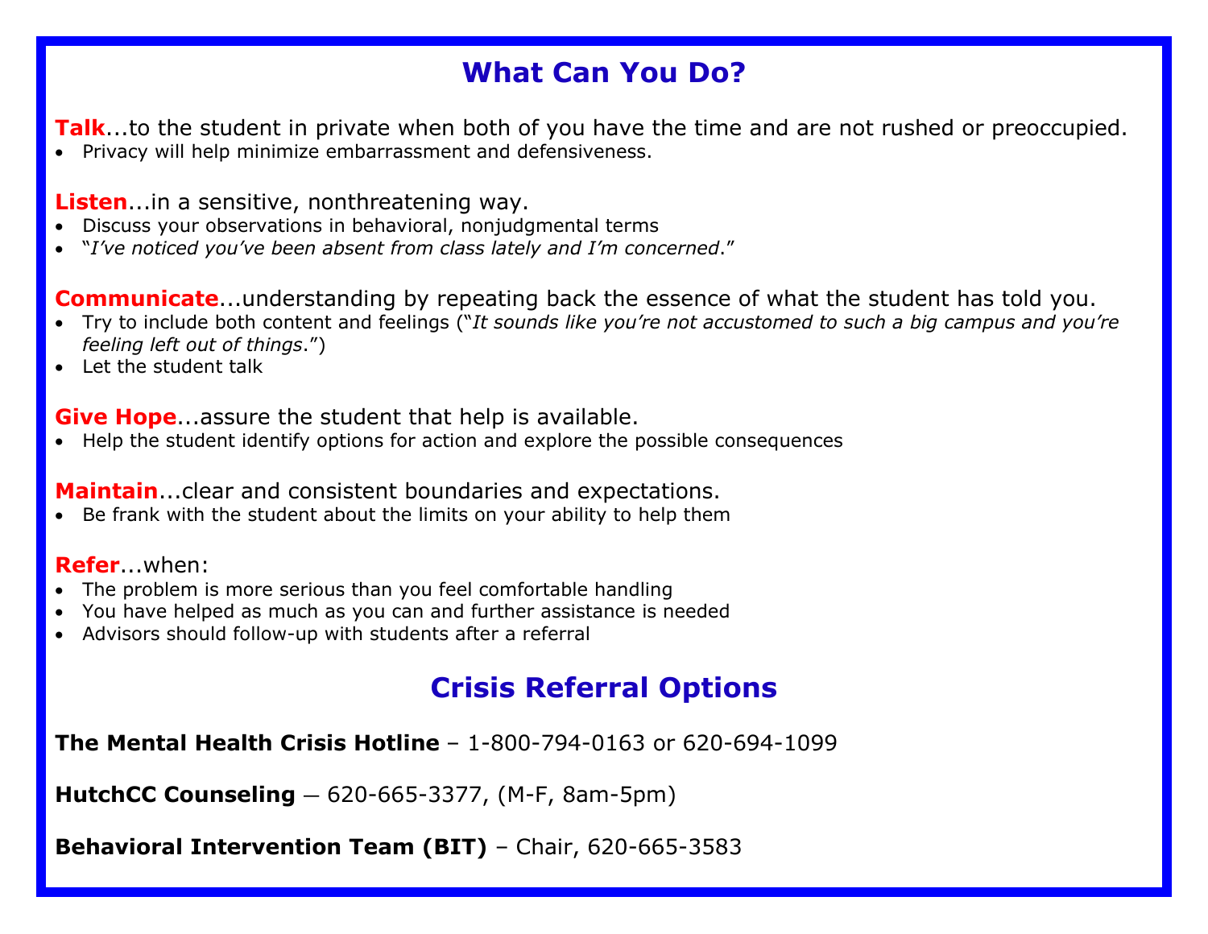## What Can You Do?

**Talk**...to the student in private when both of you have the time and are not rushed or preoccupied.

- Privacy will help minimize embarrassment and defensiveness.

**Listen**...in a sensitive, nonthreatening way.

- Discuss your observations in behavioral, nonjudgmental terms
- "*I've noticed you've been absent from class lately and I'm concerned*."

**Communicate**...understanding by repeating back the essence of what the student has told you.

- Try to include both content and feelings ("*It sounds like you're not accustomed to such a big campus and you're feeling left out of things*.")
- Let the student talk

**Give Hope**...assure the student that help is available.

- Help the student identify options for action and explore the possible consequences

**Maintain**...clear and consistent boundaries and expectations.

- Be frank with the student about the limits on your ability to help them

**Refer**...when:

- The problem is more serious than you feel comfortable handling
- You have helped as much as you can and further assistance is needed
- Advisors should follow-up with students after a referral

## Crisis Referral Options

**The Mental Health Crisis Hotline** – 1-800-794-0163 or 620-694-1099

**HutchCC Counseling** — 620-665-3377, (M-F, 8am-5pm)

**Behavioral Intervention Team (BIT)** – Chair, 620-665-3583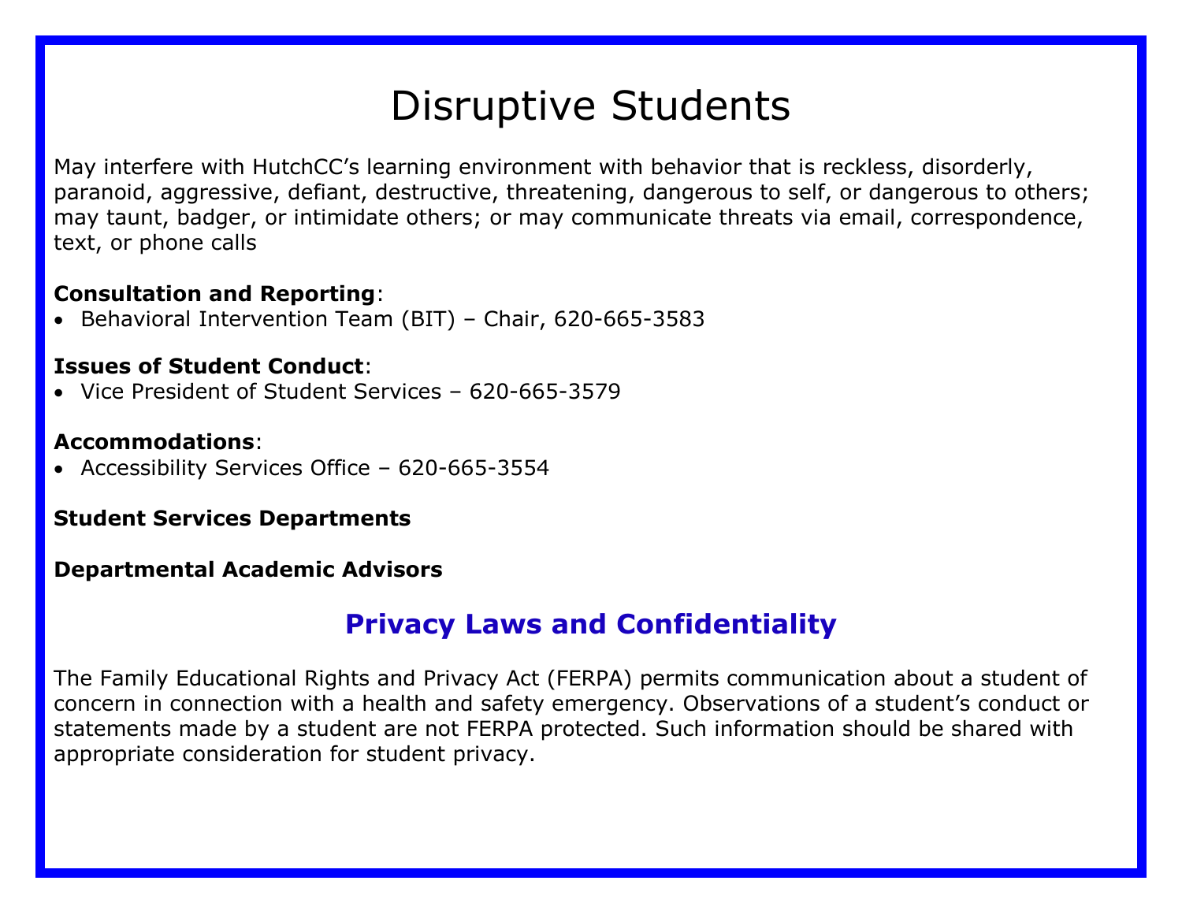# Disruptive Students

May interfere with HutchCC's learning environment with behavior that is reckless, disorderly, paranoid, aggressive, defiant, destructive, threatening, dangerous to self, or dangerous to others; may taunt, badger, or intimidate others; or may communicate threats via email, correspondence, text, or phone calls

**Consultation and Reporting**:

- Behavioral Intervention Team (BIT) – Chair, 620-665-3583

**Issues of Student Conduct**:

- Vice President of Student Services – 620-665-3579

**Accommodations**:

- Accessibility Services Office – 620-665-3554

**Student Services Departments**

**Departmental Academic Advisors**

## Privacy Laws and Confidentiality

The Family Educational Rights and Privacy Act (FERPA) permits communication about a student of concern in connection with a health and safety emergency. Observations of a student's conduct or statements made by a student are not FERPA protected. Such information should be shared with appropriate consideration for student privacy.